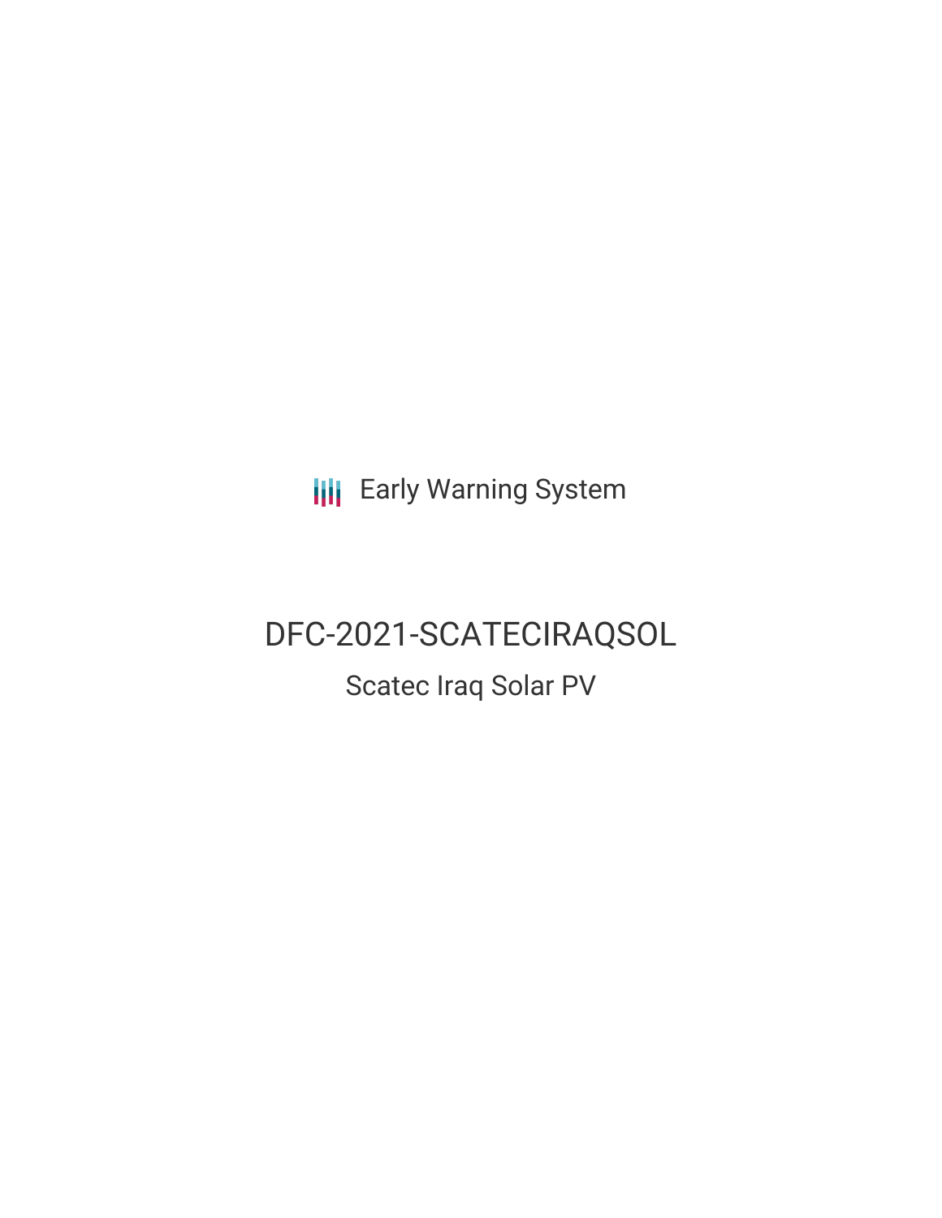Early Warning System

# DFC-2021-SCATECIRAQSOL

## Scatec Iraq Solar PV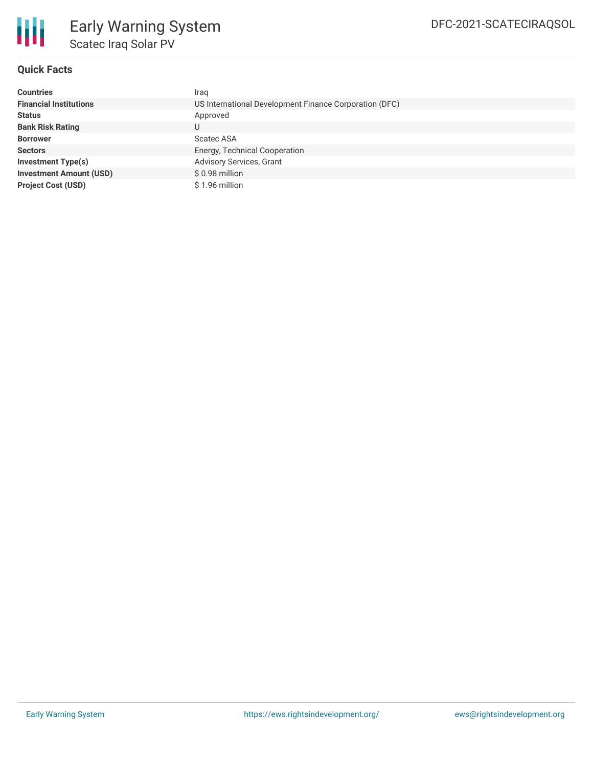# Early Warning System

## Scatec Iraq Solar PV

DFC-2021-SCATECIRAQSOL

### Quick Facts

| | |
|---|---|
| **Countries** | Iraq |
| **Financial Institutions** | US International Development Finance Corporation (DFC) |
| **Status** | Approved |
| **Bank Risk Rating** | U |
| **Borrower** | Scatec ASA |
| **Sectors** | Energy, Technical Cooperation |
| **Investment Type(s)** | Advisory Services, Grant |
| **Investment Amount (USD)** | $ 0.98 million |
| **Project Cost (USD)** | $ 1.96 million |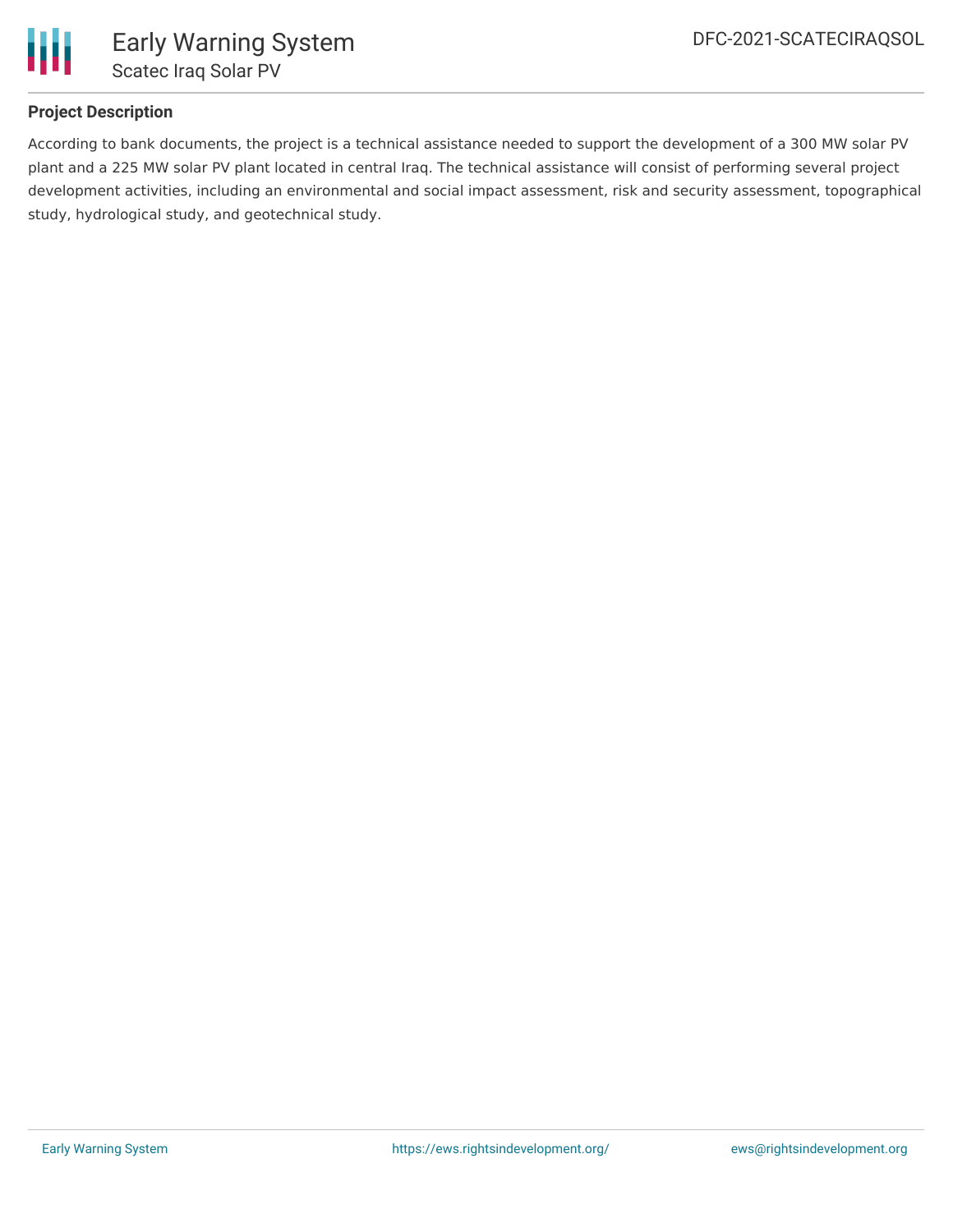## Project Description

According to bank documents, the project is a technical assistance needed to support the development of a 300 MW solar PV plant and a 225 MW solar PV plant located in central Iraq. The technical assistance will consist of performing several project development activities, including an environmental and social impact assessment, risk and security assessment, topographical study, hydrological study, and geotechnical study.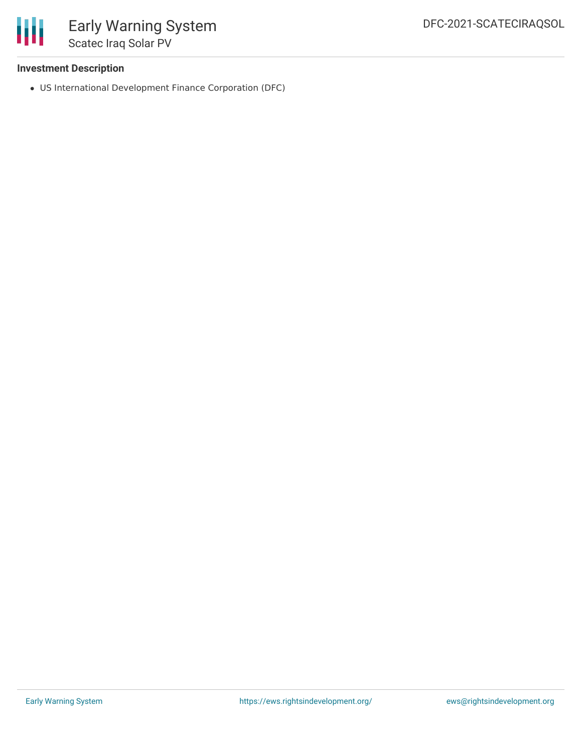### Investment Description

- US International Development Finance Corporation (DFC)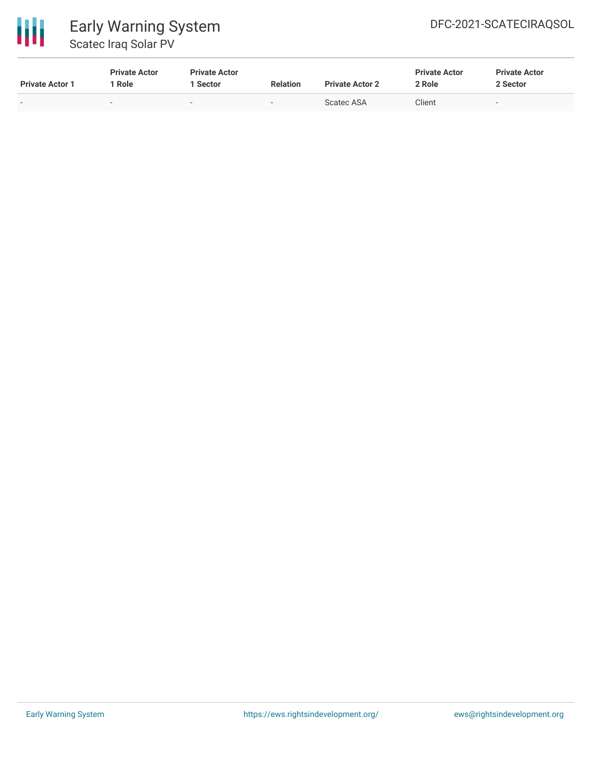| Private Actor 1 | Private Actor 1 Role | Private Actor 1 Sector | Relation | Private Actor 2 | Private Actor 2 Role | Private Actor 2 Sector |
| --- | --- | --- | --- | --- | --- | --- |
| - | - | - | - | Scatec ASA | Client | - |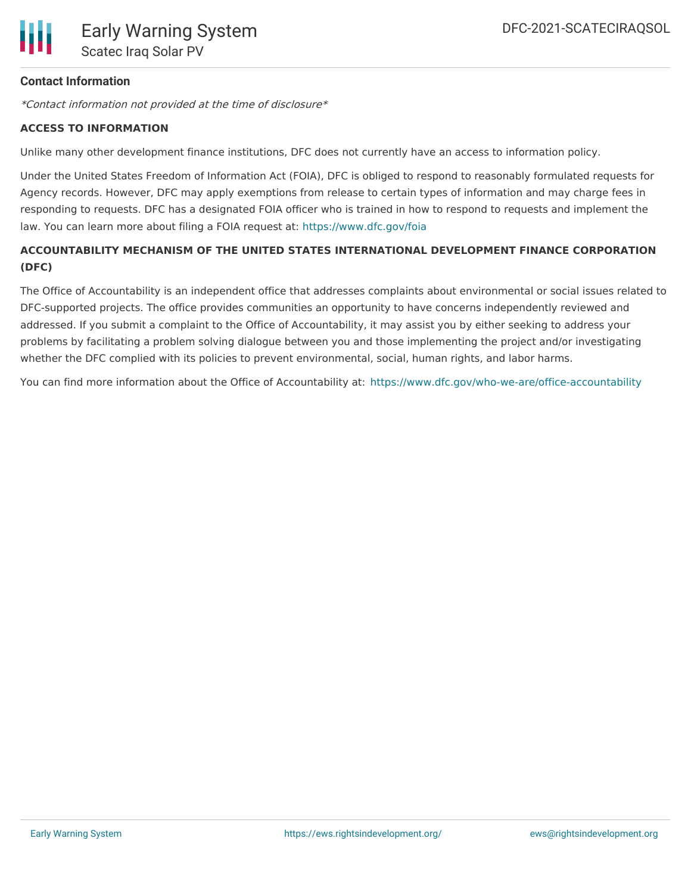**Contact Information**

*Contact information not provided at the time of disclosure*

**ACCESS TO INFORMATION**

Unlike many other development finance institutions, DFC does not currently have an access to information policy.

Under the United States Freedom of Information Act (FOIA), DFC is obliged to respond to reasonably formulated requests for Agency records. However, DFC may apply exemptions from release to certain types of information and may charge fees in responding to requests. DFC has a designated FOIA officer who is trained in how to respond to requests and implement the law. You can learn more about filing a FOIA request at: https://www.dfc.gov/foia

**ACCOUNTABILITY MECHANISM OF THE UNITED STATES INTERNATIONAL DEVELOPMENT FINANCE CORPORATION (DFC)**

The Office of Accountability is an independent office that addresses complaints about environmental or social issues related to DFC-supported projects. The office provides communities an opportunity to have concerns independently reviewed and addressed. If you submit a complaint to the Office of Accountability, it may assist you by either seeking to address your problems by facilitating a problem solving dialogue between you and those implementing the project and/or investigating whether the DFC complied with its policies to prevent environmental, social, human rights, and labor harms.

You can find more information about the Office of Accountability at: https://www.dfc.gov/who-we-are/office-accountability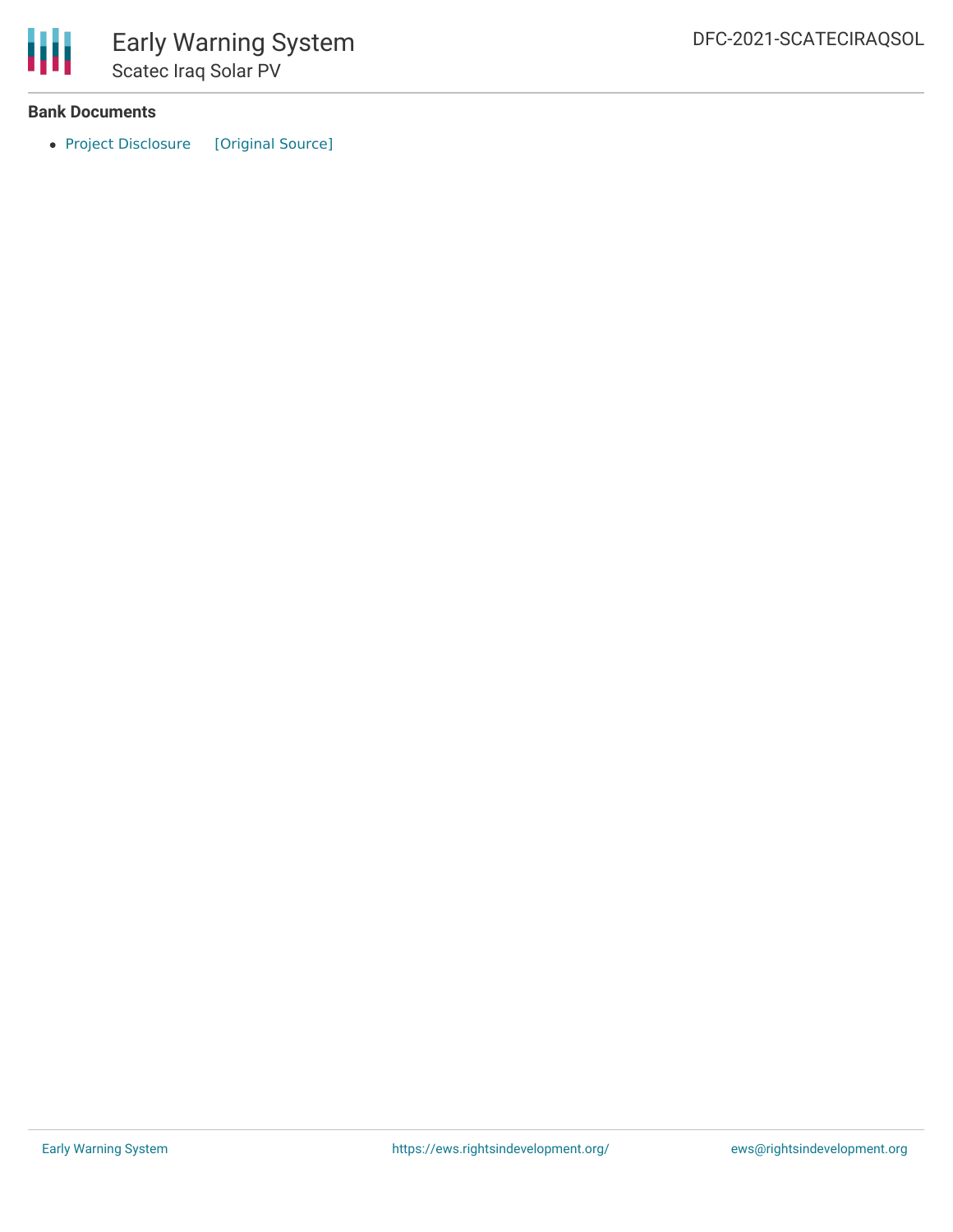**Bank Documents**

- Project Disclosure [Original Source]